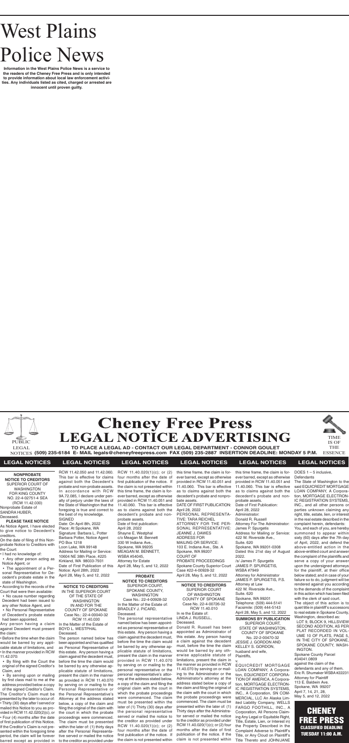# West Plains Police News

**Information in the West Plains Police News is a service to the readers of the Cheney Free Press and is only intended to provide information about local law enforcement activities. Any individuals listed as cited, charged or arrested are innocent until proven guilty.**

# Cheney Free Press LEGAL NOTICE ADVERTISING

PUBLIC LEGAL NOTICES

TIME IS OF THE ESSENCE

**TO PLACE A LEGAL AD - CONTACT OUR LEGAL DEPARTMENT - CONNOR GOULET**
**(509) 235-6184 E- MAIL legals@cheneyfreepress.com FAX (509) 235-2887 INSERTION DEADLINE: MONDAY 5 P.M.**

## LEGAL NOTICES

**NONPROBATE NOTICE TO CREDITORS**
SUPERIOR COURT OF WASHINGTON FOR KING COUNTY
NO. 22-4-02751-4 SEA
(RCW 11.42.030)
Nonprobate Estate of SANDRA HUBER, Deceased.

**PLEASE TAKE NOTICE**

As Notice Agent, I have elected to give notice to Decedent's creditors.

On the date of filing of this Nonprobate Notice to Creditors with the Court:

- I had no knowledge of:
  - Any other person acting as Notice Agent, or
  - The appointment of a Personal Representative of the Decedent's probate estate in the state of Washington.
- According to the records of the Court that were then available:
  - No cause number regarding Decedent had been issued to any other Notice Agent, and
  - No Personal Representative of Decedent's probate estate had been appointed.

Any person having a claim against Decedent must present the claim:

- Before the time when the claim would be barred by any applicable statute of limitations, and
- In the manner provided in RCW 11.42.070:
  - By filing with the Court the original of the signed Creditor's Claim, and
  - By serving upon or mailing by first class mail to me at the address provided below a copy of the signed Creditor's Claim.

The Creditor's Claim must be presented by the later to occur of:
- Thirty (30) days after I served or mailed this Notice to you as provided in RCW 11.42.020(2)(c), or
- Four (4) months after the date of first publication of this Notice.

If the Creditor's Claim is not presented within the foregoing time period, the claim will be forever barred except as provided in RCW 11.42.050 and 11.42.060. This bar is effective for claims against both the Decedent's probate and non-probate assets.

In accordance with RCW 9A.72.085, I declare under penalty of perjury under the laws of the State of Washington that the foregoing is true and correct to the best of my knowledge.

SIGNED
Date: On April 8th, 2022
Place: At Spokane, WA
Signature: Barbara L. Potter
Barbara Potter, Notice Agent
PO Box 1218
Loon Lake, WA 99148
Address for Mailing or Service: 10604 NE 38th Place, #225 Kirkland, WA 98033-7931
Date of First Publication of this Notice: April 28th, 2022
April 28, May 5, and 12, 2022

**NOTICE TO CREDITORS**
IN THE SUPERIOR COURT OF THE STATE OF WASHINGTON IN AND FOR THE COUNTY OF SPOKANE
Case No.: 22-4-00040-32
RCW 11.40.030
In the Matter of the Estate of BOYD L. WESTPHAL Deceased.

The person named below has been appointed and has qualified as Personal Representative of this estate. Any person having a claim against the decedent must, before the time the claim would be barred by any otherwise applicable statute of limitations, present the claim in the manner as provided in RCW 11.40.070 by serving on or mailing to the Personal Representative or the Personal Representative's Attorney at the address stated below, a copy of the claim and filing the original of the claim with the court in which the probate proceedings were commenced. The claim must be presented within the later of: (1) thirty days after the Personal Representative served or mailed the notice to the creditor as provided under RCW 11.40.020(1)(c); or (2) four months after the date of first publication of the notice. If the claim is not presented within this time frame, the claim is forever barred, except as otherwise provided in RCW 11.40.051 and 11.40.060. This bar is effective as to claims against both the decedent's probate and non-probate assets.

Date of first publication: April 28, 2022
Shayne E. Westphal
c/o Meagan M. Bennett
330 W Indiana Ave.,
Spokane, WA 99205
MEAGAN M. BENNETT, WSBA #54045,
Attorney for Estate
April 28, May 5, and 12, 2022

**PROBATE NOTICE TO CREDITORS**
SUPERIOR COURT, SPOKANE COUNTY, WASHINGTON
Case No.: 22-4-00928-32
In the Matter of the Estate of: BRADLEY J. PICARD, Deceased.

The personal representative named below has been appointed as personal representative of this estate. Any person having a claim against the decedent must, before the time the claim would be barred by any otherwise applicable statute of limitations, present the claim in the manner provided in RCW 11.40.070 by serving on or mailing to the personal representative or the personal representative's attorney at the address stated below, a copy of the claim and filing the original claim with the court in which the probate proceedings were commenced. The claim must be presented within the later of (1) Thirty (30) days after the personal representative served or mailed the notice to the creditor as provided under RCW 11.40.020(1)(c); or (2) four months after the date of first publication of the notice. If the claim is not presented within this time frame, the claim is forever barred, except as otherwise provided in RCW 11.40.051 and 11.40.060. This bar is effective as to claims against both the decedent's probate and nonprobate assets.

DATE OF FIRST PUBLICATION: April 28, 2022
PERSONAL REPRESENTATIVE: TARA REICHEL
ATTORNEY FOR THE PERSONAL REPRESENTATIVE: JEANNE J. DAWES
ADDRESS FOR MAILING OR SERVICE: 103 E. Indiana Ave., Ste. A Spokane, WA 99207
COURT OF PROBATE PROCEEDINGS
Spokane County Superior Court
Case #22-4-00928-32
April 28, May 5, and 12, 2022

**NOTICE TO CREDITORS**
SUPERIOR COURT OF WASHINGTON COUNTY OF SPOKANE
Case No. 22-4-00726-32
RCW 11.40.010
In re the Estate of: LINDA J. RUSSELL, Deceased.

Donald R. Russell has been appointed as Administrator of this estate. Any person having a claim against the decedent must, before the time the claim would be barred by any otherwise applicable statute of limitations, present the claim in the manner as provided in RCW 11.40.070 by serving on or mailing to the Administrator or the Administrator's attorney at the address stated below a copy of the claim and filing the original of the claim with the court in which the probate proceedings were commenced. The claim must be presented within the later of: (1) Thirty days after the Administrator served or mailed the notice to the creditor as provided under RCW 11.40.020(1)(c); or (2) four months after the date of first publication of the notice. If the claim is not presented within this time frame, the claim is forever barred, except as otherwise provided in RCW 11.40.051 and 11.40.060. This bar is effective as to claims against both the decedent's probate and non-probate assets.

Date of First Publication: April 28, 2022
Administrator: Donald R. Russell
Attorney For The Administrator: James P. Spurgetis
Address for Mailing or Service: 422 W. Riverside Ave., Suite. 620 Spokane, WA 99201-0308
Dated this 21st day of August 2022.
/s/ James P. Spurgetis
JAMES P. SPURGETIS, WSBA #7949
Attorney for Administrator
JAMES P. SPURGETIS, P.S.
Attorney at Law
422 W. Riverside Ave., Suite. 620
Spokane, WA 99201
Telephone: (509) 444-5141
Facsimile: (509) 444-5143
April 28, May 5, and 12, 2022

**SUMMONS BY PUBLICATION**
SUPERIOR COURT, STATE OF WASHINGTON, COUNTY OF SPOKANE
No. 22-2-00470-32
JESSIE J. GORDON AND KELLEY S. GORDON, husband and wife, Plaintiffs,
v.
EQUICREDIT MORTGAGE LOAN COMPANY, A Corporation, EQUICREDIT CORPORATION OF AMERICA, A Corporation, MORTGAGE ELECTRONIC REGISTRATION SYSTEMS, INC., A Corporation, SN COMMERCIAL, LLC An Alaska Limited Liability Company, WELLS FARGO FOOTHILL, INC., A Corporation, All Persons Claiming Any Legal or Equitable Right, Title, Estate, Lien, or Interest in) the Property Described in the Complaint Adverse to Plaintiff's Title, or Any Cloud on Plaintiff's Title Thereto and JOHN/JANE DOES 1 – 5 inclusive, Defendants

The State of Washington to the said EQUICREDIT MORTGAGE LOAN COMPANY, A Corporation, MORTGAGE ELECTRONIC REGISTRATION SYSTEMS, INC., and all other persons or parties unknown claiming any right, title, estate, lien, or interest in the real estate described in the complaint herein, defendants:

You, and each of you, are hereby summoned to appear within sixty (60) days after the 7th day of April, 2022, and defend the above-entitled action in the above-entitled court and answer the complaint of the plaintiffs and serve a copy of your answer upon the undersigned attorneys for the plaintiff, at their office below stated; and in case of your failure so to do, judgment will be rendered against you according to the demands of the complaint in this action which has been filed with the clerk of said court.

The object of this action is to quiet title in plaintiff's successors to real estate in Spokane County, Washington, described as:

LOT 9, BLOCK 9, HILLSVIEW SECOND ADDITION, AS PER PLAT RECORDED IN VOLUME 10 OF PLATS, PAGE 5, IN THE CITY OF SPOKANE, SPOKANE COUNTY, WASHINGTON.

Spokane County Parcel #34041.0809
against the claim of the defendants and any of them.
Eric R. Shumaker WSBA #22231
Attorney for Plaintiff
113 E. Baldwin Ave.
Spokane, WA 99207
April 7, 14, 21, 28, May 5, and 12, 2022

**CHENEY FREE PRESS CLASSIFIED DEADLINE TUESDAY 11:00 A.M.**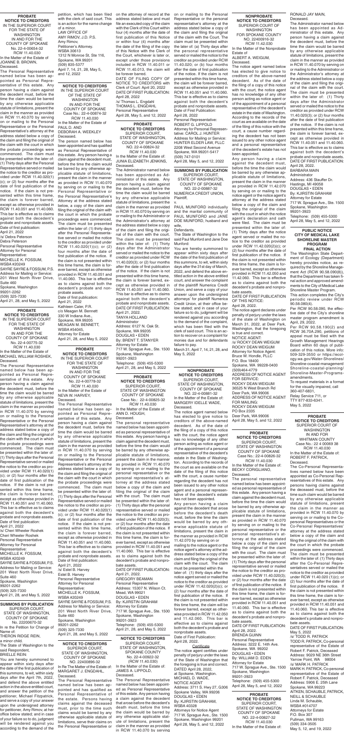**PROBATE NOTICE TO CREDITORS**
IN THE SUPERIOR COURT FOR THE STATE OF WASHINGTON IN AND FOR THE COUNTY OF SPOKANE
No. 22-4-00654-32
RCW 11.40.030
In the Matter of the Estate of JOANNE B. BROWN, Deceased.

The Personal Representative named below has been appointed as Personal Representative of this estate. Any person having a claim against the decedent must, before the time the claim would be barred by any otherwise applicable statute of limitations, present the claim in the manner as provided in RCW 11.40.070 by serving on or mailing to the Personal Representative or the Personal Representative's attorney at the address stated below a copy of the claim and filing the original of the claim with the court in which the probate proceedings were commenced. The claim must be presented within the later of: (1) Thirty days after the Personal Representative served or mailed the notice to the creditor as provided under RCW 11.40.020(1)(c); or (2) four months after the date of first publication of the notice. If the claim is not presented within this time frame, the claim is forever barred, except as otherwise provided in RCW 11.40.051 and 11.40.060. This bar is effective as to claims against both the decedent's probate and nonprobate assets.
Date of first publication: April 21, 2022
/s/ Debra Peterson
Debra Peterson
Personal Representative
Attorney for Personal Representative:
MICHELLE K. FOSSUM, WSBA #20249
SAYRE SAYRE & FOSSUM, P.S.
Address for Mailing or Service:
201 West North River Drive, Suite 460
Spokane, Washington 99201-2262
(509) 325-7330
April 21, 28, and May 5, 2022

**PROBATE NOTICE TO CREDITORS**
IN THE SUPERIOR COURT FOR THE STATE OF WASHINGTON IN AND FOR THE COUNTY OF SPOKANE
No. 22-4-00775-32
RCW 11.40.030
In the Matter of the Estate of MICHAEL WILLIAM ROSHEK, Deceased.

The Personal Representative named below has been appointed as Personal Representative of this estate. Any person having a claim against the decedent must, before the time the claim would be barred by any otherwise applicable statute of limitations, present the claim in the manner as provided in RCW 11.40.070 by serving on or mailing to the Personal Representative or the Personal Representative's attorney at the address stated below a copy of the claim and filing the original of the claim with the court in which the probate proceedings were commenced. The claim must be presented within the later of: (1) Thirty days after the Personal Representative served or mailed the notice to the creditor as provided under RCW 11.40.020(1)(c); or (2) four months after the date of first publication of the notice. If the claim is not presented within this time frame, the claim is forever barred, except as otherwise provided in RCW 11.40.051 and 11.40.060. This bar is effective as to claims against both the decedent's probate and nonprobate assets.
Date of first publication: April 21, 2022
/s/ Cheri Wheeler Roshek
Cheri Wheeler Roshek
Personal Representative
Attorney for Personal Representative:
MICHELLE K. FOSSUM, WSBA #20249
SAYRE SAYRE & FOSSUM, P.S.
Address for Mailing or Service:
201 West North River Drive, Suite 460
Spokane, Washington 99201-2262
(509) 325-7330
April 21, 28, and May 5, 2022

**SUMMONS BY PUBLICATION**
SUPERIOR COURT, STATE OF WASHINGTON, COUNTY OF SPOKANE
No. 22200670-32
In re the Petition for Change of Name of:
THERON RIDGE REIN, a minor child.
The State of Washington to the said Respondent, BRIELLE REIN:
You are hereby summoned to appear within sixty days after the date of the first publication of this summons, to wit, within sixty days after the April 7th, 2022, and defend the above entitled action in the above entitled court, and answer the petition of the petitioner, Michael Fitzpatrick, and serve a copy of your answer upon the undersigned attorney for petitioner, Amy Rimov, at her office below stated; and in case of your failure so to do, judgment will be rendered against you according to the demand of the petition, which has been filed with the clerk of said court. This is an action for the name change of a minor.
LAW OFFICE OF AMY RIMOV, J.D. P.S.
Amy Rimov,
Petitioner's Attorney.
WSBA 30613
1312 N Monroe St, Ste 116,
Spokane, WA 99201
(509) 835-5377
April 7, 14, 21, 28, May 5, and 12, 2022

**NOTICE TO CREDITORS**
IN THE SUPERIOR COURT OF THE STATE OF WASHINGTON IN AND FOR THE COUNTY OF SPOKANE
Case No.: 22-4-00874-32
RCW 11.40.030
In the Matter of the Estate of PAUL D. AND DEBORAH A. WEEKLEY Deceased.

The person named below has been appointed and has qualified as Personal Representative of this estate. Any person having a claim against the decedent must, before the time the claim would be barred by any otherwise applicable statute of limitations, present the claim in the manner as provided in RCW 11.40.070 by serving on or mailing to the Personal Representative or the Personal Representative's Attorney at the address stated below, a copy of the claim and filing the original of the claim with the court in which the probate proceedings were commenced. The claim must be presented within the later of: (1) thirty days after the Personal Representative served or mailed the notice to the creditor as provided under RCW 11.40.020(1)(c); or (2) four months after the date of first publication of the notice. If the claim is not presented within this time frame, the claim is forever barred, except as otherwise provided in RCW 11.40.051 and 11.40.060. This bar is effective as to claims against both the decedent's probate and nonprobate assets.
Date of first publication: April 21, 2022
Kathleen Cater, P.R.
c/o Meagan M. Bennett
330 W Indiana Ave.,
Spokane, WA 99205
MEAGAN M. BENNETT, WSBA #54045,
Attorney for Estate
April 21, 28, and May 5, 2022

**PROBATE NOTICE TO CREDITORS**
IN THE SUPERIOR COURT FOR THE STATE OF WASHINGTON IN AND FOR THE COUNTY OF SPOKANE
No. 22-4-00778-32
RCW 11.40.030
In the Matter of the Estate of NEVA W. HARVEY, Deceased.

The Personal Representative named below has been appointed as Personal Representative of this estate. Any person having a claim against the decedent must, before the time the claim would be barred by any otherwise applicable statute of limitations, present the claim in the manner as provided in RCW 11.40.070 by serving on or mailing to the Personal Representative or the Personal Representative's attorney at the address stated below a copy of the claim and filing the original of the claim with the court in which the probate proceedings were commenced. The claim must be presented within the later of: (1) Thirty days after the Personal Representative served or mailed the notice to the creditor as provided under RCW 11.40.020(1)(c); or (2) four months after the date of first publication of the notice. If the claim is not presented within this time frame, the claim is forever barred, except as otherwise provided in RCW 11.40.051 and 11.40.060. This bar is effective as to claims against both the decedent's probate and nonprobate assets.
Date of first publication: April 21, 2022
/s/ Estel B. Harvey
Estel B. Harvey
Personal Representative
Attorney for Personal Representative:
MICHELLE K. FOSSUM, WSBA #20249
SAYRE SAYRE & FOSSUM, P.S.
Address for Mailing or Service:
201 West North River Drive, Suite 460
Spokane, Washington 99201-2262
(509) 325-7330
April 21, 28, and May 5, 2022

**NOTICE TO CREDITORS**
SUPERIOR COURT, STATE OF WASHINGTON, COUNTY OF SPOKANE
NO. 22400996-32
In Re The Matter of the Estate of: MARGARET J. ENGDAHL, Deceased.

The Personal Representative named below has been appointed and has qualified as Personal Representative of the estate. Persons having claims against the deceased must, prior to the time such claims would be barred by any otherwise applicable statute of limitations, serve their claims on the Personal Representative or on the attorney of record at the address stated below and must file an executed copy of the claim with the Clerk of this Court within four (4) months after the date of first publication of this Notice or within four (4) months after the date of the filing of the copy of this Notice with the Clerk of the Court, whichever is later or, except under those provisions included in RCW 11.40.011 or RCW 11.40.013, the claim will be forever barred.
DATE OF FILING COPY OF NOTICE TO CREDITORS with Clerk of Court: April 20, 2022
DATE OF FIRST PUBLICATION: April 28, 2022
/s/ Thomas L. Engdahl
THOMAS L. ENGDAHL
Personal Representative
April 28, May 5, and 12, 2022

**PROBATE NOTICE TO CREDITORS**
SUPERIOR COURT, STATE OF WASHINGTON, COUNTY OF SPOKANE
NO. 22-4-00824-32
RCW 11.40.030
In the Matter of the Estate of: JUNIA ELIZABETH JENKINS, Deceased.

The Administrator named below has been appointed as Administrator of this estate. Any person having a claim against the decedent must, before the time the claim would be barred by any otherwise applicable statute of limitations, present the claim in the manner as provided in RCW 11.40.070 by serving on or mailing to the Administrator or the Administrator's attorney at the address stated below a copy of the claim and filing the original of the claim with the court. The claim must be presented within the later of: (1) Thirty days after the Administrator served or mailed the notice to the creditor as provided under RCW 11.40.020(3); or (2) four months after the date of first publication of the notice. If the claim is not presented within this time frame, the claim is forever barred, except as otherwise provided in RCW 11.40.051 and 11.40.060. This bar is effective as to claims against both the decedent's probate and nonprobate assets.
DATE OF FIRST PUBLICATION: April 21, 2022.
TANYA HOLLAND
Administrator
Address: 6127 N. Oak St.
Spokane, WA 99205
DOUGLAS • EDEN
By: BRENT T. STANYER
Attorney for Estate
717 W. Sprague Ave., Ste. 1500
Spokane, Washington 99201-3923
Telephone: (509) 455-5300
April 21, 28, and May 5, 2022

**PROBATE NOTICE TO CREDITORS**
SUPERIOR COURT, STATE OF WASHINGTON COUNTY OF SPOKANE
Case No.: 22-4-00825-32
RCW 11.40.030
In the Matter of the Estate of: ANN D. HOUGH, Deceased.

The personal representative named below has been appointed as personal representative of this estate. Any person having a claim against the decedent must, before the time the claim would be barred by any otherwise applicable statute of limitations, present the claim in the manner as provided in RCW 11.40.070 by serving on or mailing to the personal representative or the personal representative's attorney at the address stated below a copy of the claim and filing the original of the claim with the court. The claim must be presented within the later of: (1) Thirty days after the personal representative served or mailed the notice to the creditor as provided under RCW 11.40.020(3); or (2) four months after the date of first publication of the notice. If the claim is not presented within this time frame, the claim is forever barred, except as otherwise provided in RCW 11.40.051 and 11.40.060. This bar is effective as to claims against both the decedent's probate and nonprobate assets.
DATE OF FIRST PUBLICATION: April 21, 2022.
GREGORY BEAMAN
Personal Representative
Address: 15307 N. Wilson Ct.
Mead, WA 99021
DOUGLAS • EDEN
By: KJIRSTIN GRAHAM
Attorney for Estate
717 W. Sprague Ave., Ste. 1500
Spokane, Washington 99201-3923
Telephone: (509) 455-5300
April 21, 28, and May 5, 2022

**NOTICE TO CREDITORS**
SUPERIOR COURT, STATE OF WASHINGTON, SPOKANE COUNTY
No. 22-4-00922-32
(RCW 11.40.030)
In the Matter of the Estate of: JAMES A. LIPPOLD, Deceased.

The Personal Representative named below has been appointed as Personal Representative of this estate. Any person having a claim against the decedent that arose before the decedent's death must, before the time the claim would be barred by any otherwise applicable statute of limitations, present the claim in the manner as provided in RCW 11.40.070 by serving on or mailing to the Personal Representative or the personal representative's attorney at the address stated below a copy of the claim and filing the original of the claim with the Court. The claim must be presented within the later of: (a) Thirty days after the personal representative served or mailed the notice to the creditor as provided under RCW 11.40.020; or (b) four months after the date of first publication of the notice. If the claim is not presented within this time frame, the claim will be forever barred, except as otherwise provided in RCW 11.40.051 and 11.40.060. This bar is effective as to claims against both the decedent's probate and nonprobate assets.
Date of First Publication: April 28, 2022
Personal Representative:
ROBERT G. LIPPOLD
Attorney for Personal Representative: CAROL J. HUNTER
Address for Mailing or Service: HUNTER ELDER LAW, PLLC
2208 West Second Avenue
Spokane, WA 99201-5417
(509) 747-0101
April 28, May 5, and 12, 2022

**SUMMONS BY PUBLICATION**
SUPERIOR COURT, STATE OF WASHINGTON, COUNTY OF SPOKANE
NO. 22-2-00887-32
NUMERICA CREDIT UNION, Plaintiff,
v.
PAUL MUNFORD individually and the marital community of PAUL MUNFORD and JANE DOE MUNFORD, husband and wife,
Defendants.
The State of Washington to the said Paul Munford and Jane Doe Munford:
You are hereby summoned to appear within sixty days after the date of the first publication of this summons, to wit, within sixty days after the 31st day of March, 2022, and defend the above entitled action in the above entitled court, and answer the complaint of the plaintiff Numerica Credit Union, and serve a copy of your answer upon the undersigned attorneys' for plaintiff Numerica Credit Union, at their office below stated; and in case of your failure so to do, judgment will be rendered against you according to the demand of the complaint, which has been filed with the clerk of said court. This is an action to recover on a complaint for monies due and for defendants failure to pay.
March 31, April 7, 14, 21, 28, and May 5, 2022

**NONPROBATE NOTICE TO CREDITORS**
SUPERIOR COURT, STATE OF WASHINGTON, COUNTY OF SPOKANE
NO. 22-4-00881-32
In the Matter of the Estate of: MARGERY IDELLE WADE, Deceased.

The notice agent named below has elected to give notice to creditors of the above-named decedent. As of the date of the filing of a copy of this notice with the court, the notice agent has no knowledge of any other person acting as notice agent or of the appointment of a personal representative of the decedent's estate in the State of Washington. According to the records of the court as are available on the date of the filing of this notice with the court, a cause number regarding the decedent has not been issued to any other notice agent and a personal representative of the decedent's estate has not been appointed.

Any person having a claim against the decedent that arose before the decedent's death must, before the time the claim would be barred by any otherwise applicable statute of limitations, present the claim in the manner as provided in RCW 11.42.070 by serving on or mailing to the notice agent or the notice agent's attorney at the address stated below a copy of the claim and filing the original of the claim with the court. The claim must be presented within the later of: (1) thirty days after the notice agent served or mailed the notice to the creditor as provided under RCW 11.42.020(2)(c); or (2) four months after the date of first publication of the notice. If the claim is not presented within this time frame, the claim will be forever barred, except as otherwise provided in RCW 11.42.050 and 11.42.060. This bar is effective as to claims against both the decedent's probate and nonprobate assets.
Date of First Publication: April 28, 2022.

Certificate

The notice agent certifies under penalty of perjury under the laws of the State of Washington that the foregoing is true and correct.
DATED April 26, 2022,
at Spokane, Washington.
MICHAEL D. WADE,
NOTICE AGENT
Address: 3711 S. Hwy 27, G306
Spokane Valley, WA 99206
DOUGLAS • EDEN
By: KJIRSTIN GRAHAM, WSBA 40328
Attorneys for Notice Agent
717 W. Sprague Ave., Ste. 1500
Spokane, Washington 99201
April 28, May 5, and 12, 2022

**NONPROBATE NOTICE TO CREDITORS**
SUPERIOR COURT OF WASHINGTON FOR SPOKANE COUNTY
NO. 22400916-32
RCW 11.42.030
In the Matter of the Nonprobate Estate of
ALBERT A. WEIGUM, Deceased.

The notice agent named below has elected to give notice to creditors of the above-named decedent. As of the date of the filing of a copy of this notice with the court, the notice agent has no knowledge of any other person acting as notice agent or of the appointment of a personal representative of the decedent's estate in the state of Washington. According to the records of the court as are available on the date of the filing of this notice with the court, a cause number regarding the decedent has not been issued to any other notice agent and a personal representative of the decedent's estate has not been appointed.

Any person having a claim against the decedent must, before the time the claim would be barred by any otherwise applicable statute of limitations, present the claim in the manner as provided in RCW 11.42.070 by serving on or mailing to the notice agent or the notice agent's attorney at the address stated below a copy of the claim and filing the original of the claim with the court in which the notice agent's declaration and oath were filed. The claim must be presented within the later of: (1) Thirty days after the notice agent served or mailed the notice to the creditor as provided under RCW 11.42.020(2)(c); or (2) four months after the date of first publication of the notice. If the claim is not presented within this time frame, the claim is forever barred, except as otherwise provided in RCW 11.42.050 and 11.42.060. This bar is effective as to claims against both the decedent's probate and nonprobate assets.
DATE OF FIRST PUBLICATION OF THIS NOTICE: April 28, 2022

The notice agent declares under penalty of perjury under the laws of the state of Washington on March 31, 2022, at Deer Park, Washington, that the foregoing is true and correct.
NOTICE AGENT:
/s/ ROCKY DEAN WEIGUM
ROCKY DEAN WEIGUM
Attorney for Notice Agent:
Bruce W. Hondle, PLLC
P.O. Box 1640
Spokane, WA 99228-0400
(509)464-4779
ADDRESS OF NOTICE AGENT FOR SERVICE:
ROCKY DEAN WEIGUM
36525 N West Branch Rd
Deer Park, WA 99006
ADDRESS OF NOTICE AGENT FOR MAILING:
ROCKY DEAN WEIGUM
PO Box 2335
Deer Park, WA 99006
April 28, May 5, and 12, 2022

**PROBATE NOTICE TO CREDITORS**
SUPERIOR COURT, STATE OF WASHINGTON COUNTY OF SPOKANE
Case No.: 22-4-00826-32
RCW 11.40.030
In the Matter of the Estate of: BECKY CORIGLIANO, Deceased.

The personal representative named below has been appointed as personal representative of this estate. Any person having a claim against the decedent must, before the time the claim would be barred by any otherwise applicable statute of limitations, present the claim in the manner as provided in RCW 11.40.070 by serving on or mailing to the personal representative or the personal representative's attorney at the address stated below a copy of the claim and filing the original of the claim with the court. The claim must be presented within the later of: (1) Thirty days after the personal representative served or mailed the notice to the creditor as provided under RCW 11.40.020(3); or (2) four months after the date of first publication of the notice. If the claim is not presented within this time frame, the claim is forever barred, except as otherwise provided in RCW 11.40.051 and 11.40.060. This bar is effective as to claims against both the decedent's probate and nonprobate assets.
DATE OF FIRST PUBLICATION: April 28, 2022.
BRENDA QUINN
Personal Representative
Address: 3222 E. 14th Ave.
Spokane, WA 99202
DOUGLAS • EDEN
By: WILLIAM D. EDEN
Attorney for Estate
717 W. Sprague Ave., Ste. 1500
Spokane, Washington 99201-3923
Telephone: (509) 455-5300
April 28, May 5, and 12, 2022

**PROBATE NOTICE TO CREDITORS**
SUPERIOR COURT, STATE OF WASHINGTON COUNTY OF SPOKANE
NO. 22-4-00827-32
RCW 11.40.030
In the Matter of the Estate of: RONALD JAY MAIN, Deceased.

The Administrator named below has been appointed as Administrator of this estate. Any person having a claim against the decedent must, before the time the claim would be barred by any otherwise applicable statute of limitations, present the claim in the manner as provided in RCW 11.40.070 by serving on or mailing to the Administrator or the Administrator's attorney at the address stated below a copy of the claim and filing the original of the claim with the court. The claim must be presented within the later of: (1) Thirty days after the Administrator served or mailed the notice to the creditor as provided under RCW 11.40.020(3); or (2) four months after the date of first publication of the notice. If the claim is not presented within this time frame, the claim is forever barred, except as otherwise provided in RCW 11.40.051 and 11.40.060. This bar is effective as to claims against both the decedent's probate and nonprobate assets.
DATE OF FIRST PUBLICATION: April 28, 2022.
BARBARA MAIN
Administrator
Address: 436 Stauffer Dr.
Hastings, MI 49058
DOUGLAS • EDEN
By: KJIRSTIN GRAHAM
Attorney for Estate
717 W. Sprague Ave., Ste. 1500
Spokane, Washington 99201-3923
Telephone: (509) 455-5300
April 28, May 5, and 12, 2022

**PUBLIC NOTICE CITY OF MEDICAL LAKE SHORELINE MASTER PROGRAM FINAL ACTION**

The Washington State Department of Ecology (Department) hereby provides notice, as required by the Shoreline Management Act (RCW 90.58.090(8)), that the Department has taken final action and approved amendments to the City of Medical Lake Shoreline Master Program.

This action completes the City's periodic review under RCW 90.58.080(4).

Per RCW 90.58.090, the effective date of the City's shoreline master program amendment is April, 29, 2022.

Per RCW 90.58.190(2) and RCW 36.70A.290, petitions of appeal must be filed with the Growth Management Hearings Board within 60 days of publication of this notice. More info: 509-329-3550 or https://ecology.wa.gov/Water-Shorelines/Shoreline-coastal-management/Shoreline-coastal-planning/Shoreline-Master-Programs-amendments.

To request materials in a format for the visually impaired, call 360-407-6831,
Relay Service 711, or TTY 877-833-6341.
May 5, 2022

**PROBATE NOTICE TO CREDITORS**
SUPERIOR COURT OF WASHINGTON IN AND FOR WHITMAN COUNTY
Case No.: 22 4 00068 38
RCW 11.40.030
In the Matter of the Estate of: ROBERT F. PATRICK, Deceased.

The Co-Personal Representatives named below have been appointed as Co-Personal Representatives of this estate. Any persons having claims against the deceased must, before the time such claim would be barred by any otherwise applicable statute of limitations, present the claim in the manner as provided in RCW 11.40.070 by serving on or mailing to the Co-Personal Representatives or the Co-Personal Representatives' attorney at the address stated below a copy of the claim and filing the original of the claim with the court in which the probate proceedings were commenced. The claim must be presented within the later of: (1) Thirty days after the Co-Personal Representatives served or mailed the notice to the creditor as provided under RCW 11.40.020 (1)(c); or (2) four months after the date of first publication of the notice. If the claim is not presented within this time frame, the claim is forever barred, except as otherwise provided in RCW 11.40.051 and 11.40.060. This bar is effective as to claims against both the decedent's probate and nonprobate assets.
DATE OF FIRST PUBLICATION: May 5, 2022
/s/ TODD R. PATRICK
TODD R. PATRICK, Co-personal representative of the Estate of Robert F. Patrick, Deceased
Address: 9029 NE 36th Street
Yarrow Point, WA 98004
/s/ MARK H. PATRICK
MARK H. PATRICK, Co-personal representative of the Estate of Robert F. Patrick, Deceased
Address: 5906 E. 26th Lane
Spokane, WA 99223
ATKEN, SCHAUBLE, PATRICK, NEILL & SCHAUBLE
Linda M. Schauble, WSBA #014707
Attorneys for Estate
P.O. Box 307
Pullman, WA 99163
(509) 334-3505
May 5, 12, and 19, 2022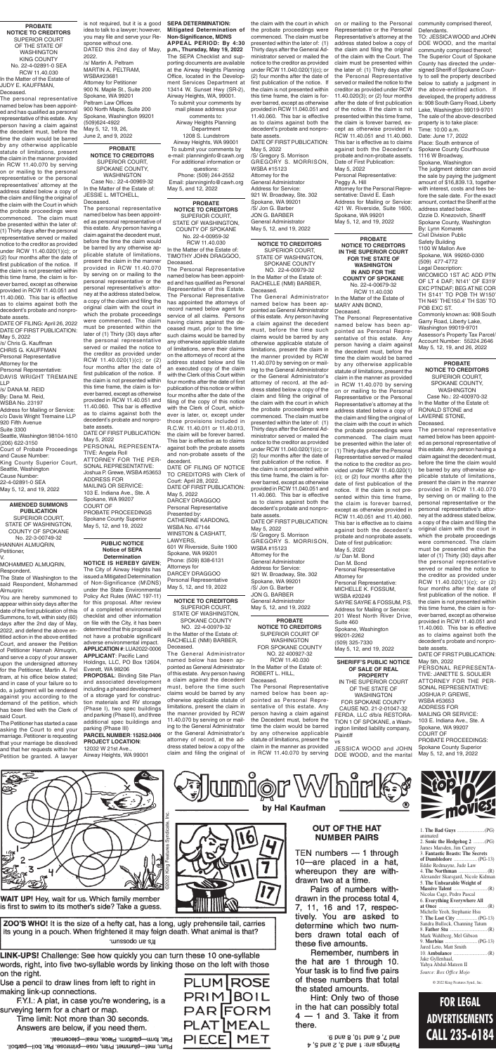**PROBATE NOTICE TO CREDITORS**
SUPERIOR COURT OF THE STATE OF WASHINGTON KING COUNTY
No. 22-4-02891-0 SEA
RCW 11.40.030
In the Matter of the Estate of JUDY E. KAUFFMAN, Deceased.

The personal representative named below has been appointed and has qualified as personal representative of this estate. Any person having a claim against the decedent must, before the time the claim would be barred by any otherwise applicable statute of limitations, present the claim in the manner provided in RCW 11.40.070 by serving on or mailing to the personal representative or the personal representatives' attorney at the address stated below a copy of the claim and filing the original of the claim with the Court in which the probate proceedings were commenced. The claim must be presented within the later of: (1) Thirty days after the personal representative served or mailed notice to the creditor as provided under RCW 11.40.020(1)(c); or (2) four months after the date of first publication of the notice. If the claim is not presented within this time frame, the claim is forever barred, except as otherwise provided in RCW 11.40.051 and 11.40.060. This bar is effective as to claims against both the decedent's probate and nonprobate assets.
DATE OF FILING: April 26, 2022
DATE OF FIRST PUBLICATION: May 5, 2022
/s/ Chris G. Kauffman
CHRIS G. KAUFFMAN
Personal Representative
Attorney for the Personal Representative:
DAVIS WRIGHT TREMAINE LLP
/s/ DANA M. REID
By: Dana M. Reid, WSBA No. 23197
Address for Mailing or Service:
c/o Davis Wright Tremaine LLP
920 Fifth Avenue
Suite 3300
Seattle, Washington 98104-1610
(206) 622-3150
Court of Probate Proceedings and Cause Number:
King County Superior Court, Seattle, Washington
Cause Number: 22-4-02891-0 SEA
May 5, 12, and 19, 2022

**AMENDED SUMMONS PUBLICATION**
SUPERIOR COURT, STATE OF WASHINGTON, COUNTY OF SPOKANE
No. 22-3-00749-32
HANNAH ALMUQRIN, Petitioner,
V.
MOHAMMED ALMUQRIN, Respondent.

The State of Washington to the said Respondent, Mohammed Almuqrin:

You are hereby summoned to appear within sixty days after the date of the first publication of this Summons, to wit, within sixty (60) days after the 2nd day of May, 2022, and defend the above entitled action in the above entitled Court, and answer the Petition of Petitioner Hannah Almuqrin, and serve a copy of your answer upon the undersigned attorney for the Petitioner, Martin A. Peltram, at his office below stated; and in case of your failure so to do, a judgment will be rendered against you according to the demand of the petition, which has been filed with the Clerk of said Court.

The Petitioner has started a case asking the Court to end your marriage. Petitioner is requesting that your marriage be dissolved and that her requests within her Petition be granted. A lawyer is not required, but it is a good idea to talk to a lawyer; however, you may file and serve your Response without one.
DATED this 2nd day of May, 2022.
/s/ Martin A. Peltram
MARTIN A. PELTRAM, WSBA#23681
Attorney for Petitioner
900 N. Maple St., Suite 200
Spokane, WA 99201
Peltram Law Offices
900 North Maple, Suite 200
Spokane, Washington 99201
(509)624-4922
May 5, 12, 19, 26, June 2, and 9, 2022

**PROBATE NOTICE TO CREDITORS**
SUPERIOR COURT, SPOKANE COUNTY, WASHINGTON
Case No.: 22-4-00969-32
In the Matter of the Estate of: JESSIE L. MITCHELL, Deceased.

The personal representative named below has been appointed as personal representative of this estate. Any person having a claim against the decedent must, before the time the claim would be barred by any otherwise applicable statute of limitations, present the claim in the manner provided in RCW 11.40.070 by serving on or mailing to the personal representative or the personal representative's attorney at the address stated below, a copy of the claim and filing the original claim with the court in which the probate proceedings were commenced. The claim must be presented within the later of (1) Thirty (30) days after the personal representative served or mailed the notice to the creditor as provided under RCW 11.40.020(1)(c); or (2) four months after the date of first publication of the notice. If the claim is not presented within this time frame, the claim is forever barred, except as otherwise provided in RCW 11.40.051 and 11.40.060. This bar is effective as to claims against both the decedent's probate and nonprobate assets.
DATE OF FIRST PUBLICATION: May 5, 2022
PERSONAL REPRESENTATIVE: Angela Roll
ATTORNEY FOR THE PERSONAL REPRESENTATIVE: Joshua P. Grewe, WSBA #53653
ADDRESS FOR MAILING OR SERVICE:
103 E. Indiana Ave., Ste. A
Spokane, WA 99207
COURT OF PROBATE PROCEEDINGS
Spokane County Superior
May 5, 12, and 19, 2022

**PUBLIC NOTICE Notice of SEPA Determination**

**NOTICE IS HEREBY GIVEN;** The City of Airway Heights has issued a Mitigated Determination of Non-Significance (M/DNS) under the State Environmental Policy Act Rules (WAC 197-11) for this proposal. After review of a completed environmental checklist and other information on file with the City, it has been determined that this proposal will not have a probable significant adverse environmental impact.
**APPLICATION #**: LUA2022-0006
**APPLICANT**: Pacific Land Holdings, LLC, PO Box 12604, Everett, WA 98206
**PROPOSAL**: Binding Site Plan and associated development including a phased development of a storage yard for construction materials and RV storage (Phase I), two spec buildings and parking (Phase II), and three additional spec buildings and parking (Phase III)
**PARCEL NUMBER: 15252.0406**
**PROJECT LOCATION**:
12032 W 21st Ave., Airway Heights, WA 99001

**SEPA DETERMINATION: Mitigated Determination of Non-Significance, MDNS**
**APPEAL PERIOD: By 4:30 p.m., Thursday, May 19, 2022**
The SEPA Checklist and supporting documents are available at the Airway Heights Planning Office, located in the Development Services Department at 13414 W. Sunset Hwy (SR-2), Airway Heights, WA, 99001.
To submit your comments by mail please address your comments to:
Airway Heights Planning Department
1208 S. Lundstrom
Airway Heights, WA 99001
To submit your comments by e-mail: planninginfo@cawh.org
For additional information or questions:
Phone: (509) 244-2552
Email: planninginfo@cawh.org
May 5, and 12, 2022

**PROBATE NOTICE TO CREDITORS**
SUPERIOR COURT, STATE OF WASHINGTON, COUNTY OF SPOKANE
No. 22-4-00959-32
RCW 11.40.030
In the Matter of the Estate of: TIMOTHY JOHN DRAGGOO, Deceased.

The Personal Representative named below has been appointed and has qualified as Personal Representative of this Estate. The Personal Representative has appointed the attorneys of record named below agent for service of all claims. Persons having claims against the deceased must, prior to the time such claims would be barred by any otherwise applicable statute of limitations, serve their claims on the attorneys of record at the address stated below and file an executed copy of the claim with the Clerk of this Court within four months after the date of first publication of this notice or within four months after the date of the filing of the copy of this notice with the Clerk of Court, whichever is later, or, except under those provisions included in R.C.W. 11.40.011 or 11.40.013, the claim will be forever barred. This bar is effective as to claims against both the probate assets and non-probate assets of the decedent.
DATE OF FILING OF NOTICE TO CREDITORS with Clerk of Court: April 28, 2022.
DATE OF FIRST PUBLICATION: May 5, 2022
DARCEY DRAGGOO
Personal Representative
Presented by:
CATHERINE KARDONG, WSBA No. 47144
WINSTON & CASHATT, LAWYERS,
601 W Riverside, Suite 1900
Spokane, WA 99201
Phone: (509) 838-6131
Attorneys for DARCEY DRAGGOO
Personal Representative
May 5, 12, and 19, 2022

**NOTICE TO CREDITORS**
SUPERIOR COURT, STATE OF WASHINGTON, SPOKANE COUNTY
NO. 22-4-00979-32
In the Matter of the Estate of: RACHELLE (NMI) BARBER, Deceased.

The General Administrator named below has been appointed as General Administrator of this estate. Any person having a claim against the decedent must, before the time such claims would be barred by any otherwise applicable statute of limitations, present the claim in the manner provided by RCW 11.40.070 by serving on or mailing to the General Administrator or the General Administrator's attorney of record, at the address stated below a copy of the claim and filing the original of the claim with the court in which the probate proceedings were commenced. The claim must be presented within the latter of: (1) Thirty days after the General Administrator served or mailed the notice to the creditor as provided under RCW 11.040.020(1)(c); or (2) four months after the date of first publication of the notice. If the claim is not presented within this time frame, the claim is forever barred, except as otherwise provided in RCW 11.040.051 and 11.40.060. This bar is effective as to claims against both the decedent's probate and nonprobate assets.
DATE OF FIRST PUBLICATION: May 5, 2022
/S/ Gregory S. Morrison
GREGORY S. MORRISON, WSBA #15123
Attorney for the General Administrator
Address for Service:
921 W. Broadway, Ste. 302
Spokane, WA 99201
/S/ Jon G. Barber
JON G. BARBER
General Administrator
May 5, 12, and 19, 2022

**NOTICE TO CREDITORS**
SUPERIOR COURT, STATE OF WASHINGTON, SPOKANE COUNTY
NO. 22-4-00979-32
In the Matter of the Estate of: RACHELLE (NMI) BARBER, Deceased.

The General Administrator named below has been appointed as General Administrator of this estate. Any person having a claim against the decedent must, before the time such claims would be barred by any otherwise applicable statute of limitations, present the claim in the manner provided by RCW 11.40.070 by serving on or mailing to the General Administrator or the General Administrator's attorney of record, at the address stated below a copy of the claim and filing the original of the claim with the court in which the probate proceedings were commenced. The claim must be presented within the latter of: (1) Thirty days after the General Administrator served or mailed the notice to the creditor as provided under RCW 11.040.020(1)(c); or (2) four months after the date of first publication of the notice. If the claim is not presented within this time frame, the claim is forever barred, except as otherwise provided in RCW 11.040.051 and 11.40.060. This bar is effective as to claims against both the decedent's probate and nonprobate assets.
DATE OF FIRST PUBLICATION: May 5, 2022
/S/ Gregory S. Morrison
GREGORY S. MORRISON, WSBA #15123
Attorney for the General Administrator
Address for Service:
921 W. Broadway, Ste. 302
Spokane, WA 99201
/S/ Jon G. Barber
JON G. BARBER
General Administrator
May 5, 12, and 19, 2022

**PROBATE NOTICE TO CREDITORS**
SUPERIOR COURT OF WASHINGTON FOR SPOKANE COUNTY
NO. 22 400927-32
RCW 11.40.030
In the Matter of the Estate of: ROBERT L. HILL, Deceased.

The Personal Representative named below has been appointed as Personal Representative of this estate. Any person having a claim against the Decedent must, before the time the claim would be barred by any otherwise applicable statute of limitations, present the claim in the manner as provided in RCW 11.40.070 by serving on or mailing to the Personal Representative or the Personal Representative's attorney at the address stated below a copy of the claim and filing the original of the claim with the court. The claim must be presented within the later of: (1) Thirty days after the Personal Representative served or mailed the notice to the creditor as provided under RCW 11.40.020(3); or (2) four months after the date of first publication of the notice. If the claim is not presented within this time frame, the claim is forever barred, except as otherwise provided in RCW 11.40.051 and 11.40.060. This bar is effective as to claims against both the Decedent's probate and non-probate assets.
Date of First Publication: May 5, 2022
Personal Representative: Peggy A. Hill
Attorney for the Personal Representative: David E. Eash
Address for Mailing or Service: 421 W. Riverside, Suite 1600, Spokane, WA 99201
May 5, 12, and 19, 2022

**PROBATE NOTICE TO CREDITORS IN THE SUPERIOR COURT FOR THE STATE OF WASHINGTON IN AND FOR THE COUNTY OF SPOKANE**
No. 22-4-00679-32
RCW 11.40.030
In the Matter of the Estate of MARY ANN BOND, Deceased.

The Personal Representative named below has been appointed as Personal Representative of this estate. Any person having a claim against the decedent must, before the time the claim would be barred by any otherwise applicable statute of limitations, present the claim in the manner as provided in RCW 11.40.070 by serving on or mailing to the Personal Representative or the Personal Representative's attorney at the address stated below a copy of the claim and filing the original of the claim with the court in which the probate proceedings were commenced. The claim must be presented within the later of: (1) Thirty days after the Personal Representative served or mailed the notice to the creditor as provided under RCW 11.40.020(1)(c); or (2) four months after the date of first publication of the notice. If the claim is not presented within this time frame, the claim is forever barred, except as otherwise provided in RCW 11.40.051 and 11.40.060. This bar is effective as to claims against both the decedent's probate and nonprobate assets.
Date of first publication: May 5, 2022
/s/ Dan M. Bond
Dan M. Bond
Personal Representative
Attorney for Personal Representative:
MICHELLE K. FOSSUM, WSBA #20249
SAYRE SAYRE & FOSSUM, P.S.
Address for Mailing or Service:
201 West North River Drive, Suite 460
Spokane, Washington 99201-2262
(509) 325-7330
May 5, 12, and 19, 2022

**SHERIFF'S PUBLIC NOTICE OF SALE OF REAL PROPERTY**
IN THE SUPERIOR COURT OF THE STATE OF WASHINGTON FOR SPOKANE COUNTY
CAUSE NO. 21-2-01047-32
FERDA, LLC d/b/a RESTORATION 1 OF SPOKANE, a Washington limited liability company, Plaintiff
vs
JESSICA WOOD and JOHN DOE WOOD, and the marital community comprised thereof, Defendants.

TO: JESSICA WOOD and JOHN DOE WOOD, and the marital community comprised thereof;
The Superior Court of Spokane County has directed the undersigned Sheriff of Spokane County to sell the property described below to satisfy a judgment in the above-entitled action. If developed, the property address is: 908 South Garry Road, Liberty Lake, Washington 99019-9701
The sale of the above-described property is to take place:
Time: 10:00 a.m.
Date: June 17, 2022
Place: South entrance of Spokane County Courthouse 1116 W Broadway, Spokane, Washington
The judgment debtor can avoid the sale by paying the judgment amount of $16,839.13, together with interest, costs and fees before the sale date. For the exact amount, contact the Sheriff at the address stated below.
Ozzie D. Knezovich, Sheriff
Spokane County, Washington
By: Lynn Komarek
Civil Division Public Safety Building
1100 W Mallon Ave
Spokane, WA 99260-0300
(509) 477-4772
Legal Description:
WICOMICO 1 ST AC ADD PTN OF LT 4 DAF; N141' OF E319' EXC PTNDAF; BEG AT NE COR TH S141' TO POB TH W150' TH N45' THE150.4' TH S35' TO POB EXC ST.
Commonly known as: 908 South Garry Road, Liberty Lake, Washington 99019-9701
Assessor's Property Tax Parcel/Account Number: 55224.2646
May 5, 12, 19, and 26, 2022

**PROBATE NOTICE TO CREDITORS**
SUPERIOR COURT, SPOKANE COUNTY, WASHINGTON
Case No.: 22-400970-32
In the Matter of the Estate of: RONALD STONE and LAVERNE STONE, Deceased.

The personal representative named below has been appointed as personal representative of this estate. Any person having a claim against the decedent must, before the time the claim would be barred by any otherwise applicable statute of limitations, present the claim in the manner provided in RCW 11.40.070 by serving on or mailing to the personal representative or the personal representative's attorney at the address stated below, a copy of the claim and filing the original claim with the court in which the probate proceedings were commenced. The claim must be presented within the later of (1) Thirty (30) days after the personal representative served or mailed the notice to the creditor as provided under RCW 11.40.020(1)(c); or (2) four months after the date of first publication of the notice. If the claim is not presented within this time frame, the claim is forever barred, except as otherwise provided in RCW 11.40.051 and 11.40.060. This bar is effective as to claims against both the decedent's probate and nonprobate assets.
DATE OF FIRST PUBLICATION: May 5th, 2022
PERSONAL REPRESENTATIVE: JANETTE S. SOULIER
ATTORNEY FOR THE PERSONAL REPRESENTATIVE: JOSHUA P. GREWE, WSBA #53653
ADDRESS FOR MAILING OR SERVICE:
103 E. Indiana Ave., Ste. A
Spokane, WA 99207
COURT OF PROBATE PROCEEDINGS:
Spokane County Superior
May 5, 12, and 19, 2022

# Junior Whirl
**by Hal Kaufman**

**WAIT UP!** Hey, wait for us. Which family member is first to swim to its mother's side? Take a guess.

**ZOO'S WHO!** It is the size of a hefty cat, has a long, ugly prehensile tail, carries its young in a pouch. When frightened it may feign death. What animal is that?
*It's an opossum.*

**LINK-UPS!** Challenge: See how quickly you can turn these 10 one-syllable words, right, into five two-syllable words by linking those on the left with those on the right.
Use a pencil to draw lines from left to right in making link-up connections.
F.Y.I.: A plat, in case you're wondering, is a surveying term for a chart or map.
Time limit: Not more than 30 seconds. Answers are below, if you need them.

| PLUM | ROSE |
|---|---|
| PRIM | BOIL |
| PAR | FORM |
| PLAT | MEAL |
| PIECE | MET |

*Plum, met—plummet. Prim, rose—primrose. Par, boil—parboil. Plat, form—platform. Piece, meal—piecemeal.*

**OUT OF THE HAT NUMBER PAIRS**
TEN numbers — 1 through 10—are placed in a hat, whereupon they are withdrawn two at a time.
Pairs of numbers withdrawn in the process total 4, 7, 11, 16 and 17, respectively. You are asked to determine which two numbers drawn total each of these five amounts.
Remember, numbers in the hat are 1 through 10. Your task is to find five pairs of these numbers that total the stated amounts.
Hint: Only two of those in the hat can possibly total 4 — 1 and 3. Take it from there.

*Pairings are: 1 and 3, 2 and 5, 4 and 7, 6 and 10, 8 and 9.*

**Top 10 Movies**

1. **The Bad Guys** ..............(PG) animated
2. **Sonic the Hedgehog 2** ........(PG) James Marsden, Jim Carrey
3. **Fantastic Beasts: The Secrets of Dumbledore** ..............(PG-13) Eddie Redmayne, Jude Law
4. **The Northman** ..............(R) Alexander Skarsgard, Nicole Kidman
5. **The Unbearable Weight of Massive Talent** ..............(R) Nicolas Cage, Pedro Pascal
6. **Everything Everywhere All at Once** ..............(R) Michelle Yeoh, Stephanie Hsu
7. **The Lost City** ..............(PG-13) Sandra Bullock, Channing Tatum
8. **Father Stu** ..............(R) Mark Wahlberg, Mel Gibson
9. **Morbius** ..............(PG-13) Jared Leto, Matt Smith
10. **Ambulance** ..............(R) Jake Gyllenhaal, Yahya Abdul-Mateen II

*Source: Box Office Mojo*
© 2022 King Features Synd., Inc.

**FOR LEGAL ADVERTISEMENTS CALL 235-6184**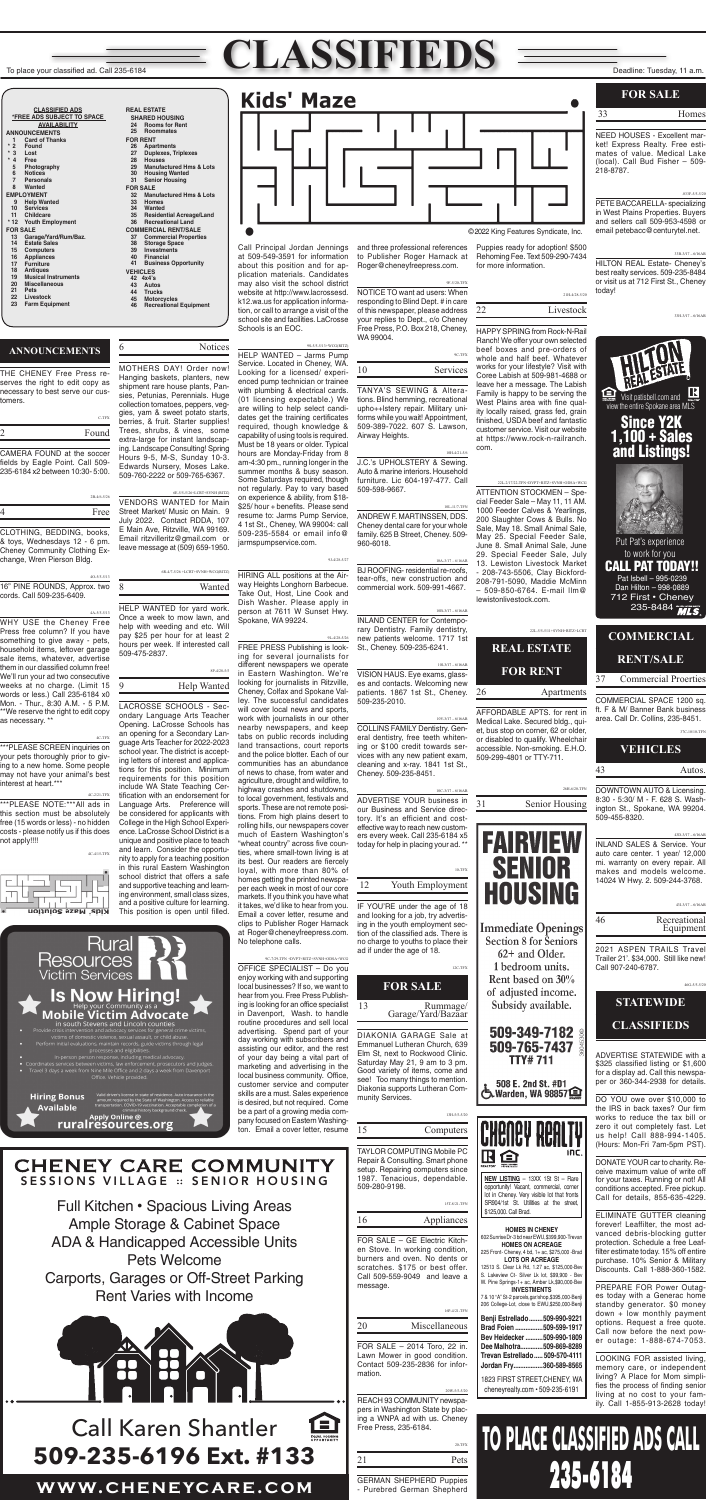# CLASSIFIEDS

To place your classified ad. Call 235-6184

Deadline: Tuesday, 11 a.m.

**CLASSIFIED ADS**
***FREE ADS SUBJECT TO SPACE AVAILABILITY**

**ANNOUNCEMENTS**
1 Card of Thanks
* 2 Found
* 3 Lost
* 4 Free
5 Photography
6 Notices
7 Personals
8 Wanted

**EMPLOYMENT**
9 Help Wanted
10 Services
11 Childcare
* 12 Youth Employment

**FOR SALE**
13 Garage/Yard/Rum/Baz.
14 Estate Sales
15 Computers
16 Appliances
17 Furniture
18 Antiques
19 Musical Instruments
20 Miscellaneous
21 Pets
22 Livestock
23 Farm Equipment

**REAL ESTATE**
**SHARED HOUSING**
24 Rooms for Rent
25 Roommates

**FOR RENT**
26 Apartments
27 Duplexes, Triplexes
28 Houses
29 Manufactured Hms & Lots
30 Housing Wanted
31 Senior Housing

**FOR SALE**
32 Manufactured Hms & Lots
33 Homes
34 Wanted
35 Residential Acreage/Land
36 Recreational Land

**COMMERCIAL RENT/SALE**
37 Commercial Properties
38 Storage Space
39 Investments
40 Financial
41 Business Opportunity

**VEHICLES**
42 4x4's
43 Autos
44 Trucks
45 Motorcycles
46 Recreational Equipment

## ANNOUNCEMENTS

THE CHENEY Free Press reserves the right to edit copy as necessary to best serve our customers.

### 2 Found

CAMERA FOUND at the soccer fields by Eagle Point. Call 509-235-6184 x2 between 10:30- 5:00.

### 4 Free

CLOTHING, BEDDING, books, & toys, Wednesdays 12 - 6 pm. Cheney Community Clothing Exchange, Wren Pierson Bldg.

16" PINE ROUNDS, Approx. two cords. Call 509-235-6409.

WHY USE the Cheney Free Press free column? If you have something to give away - pets, household items, leftover garage sale items, whatever, advertise them in our classified column free! We'll run your ad two consecutive weeks at no charge. (Limit 15 words or less.) Call 235-6184 x0 Mon. - Thur., 8:30 A.M. - 5 P.M. **We reserve the right to edit copy as necessary. **

***PLEASE SCREEN inquiries on your pets thoroughly prior to giving to a new home. Some people may not have your animal's best interest at heart.***

***PLEASE NOTE:***All ads in this section must be absolutely free (15 words or less) - no hidden costs - please notify us if this does not apply!!!!

Rural Resources Victim Services

**Is Now Hiring!**
Help your Community as a
**Mobile Victim Advocate**
in South Stevens and Lincoln counties

- Provide crisis intervention and advocacy services for general crime victims, victims of domestic violence, sexual assault, or child abuse.
- Perform initial evaluations, maintain records, guide victims through legal processes and eligibilities.
- In-person person response, including medical advocacy.
- Coordinates services between victims, law enforcement, prosecutors and judges.
- Travel 3 days a week from Nine Mile Office and 2 days a week from Davenport Office. Vehicle provided.

**Hiring Bonus Available**

Valid driver's license in state of residence, auto insurance in the amounts required by the State of Washington, access to reliable transportation, COVID-19 vaccination, acceptable outcome of a criminal history background check.

**Apply Online @ ruralresources.org**

### 6 Notices

MOTHERS DAY! Order now! Hanging baskets, planters, new shipment rare house plants, Pansies, Petunias, Perennials. Huge collection tomatoes, peppers, veggies, yam & sweet potato starts, berries, & fruit. Starter supplies! Trees, shrubs, & vines, some extra-large for instant landscaping. Landscape Consulting! Spring Hours 9-5, M-S, Sunday 10-3. Edwards Nursery, Moses Lake. 509-760-2222 or 509-765-6367.

VENDORS WANTED for Main Street Market/ Music on Main. 9 July 2022. Contact RDDA, 107 E Main Ave, Ritzville, WA 99169. Email ritzvilleritz@gmail.com or leave message at (509) 659-1950.

### 8 Wanted

HELP WANTED for yard work. Once a week to mow lawn, and help with weeding and etc. Will pay $25 per hour for at least 2 hours per week. If interested call 509-475-2837.

### 9 Help Wanted

LACROSSE SCHOOLS - Secondary Language Arts Teacher Opening. LaCrosse Schools has an opening for a Secondary Language Arts Teacher for 2022-2023 school year. The district is accepting letters of interest and applications for this position. Minimum requirements for this position include WA State Teaching Certification with an endorsement for Language Arts. Preference will be considered for applicants with College in the High School Experience. LaCrosse School District is a unique and positive place to teach and learn. Consider the opportunity to apply for a teaching position in this rural Eastern Washington school district that offers a safe and supportive teaching and learning environment, small class sizes, and a positive culture for learning. This position is open until filled. Call Principal Jordan Jennings at 509-549-3591 for information about this position and for application materials. Candidates may also visit the school district website at http://www.lacrossesd.k12.wa.us for application information, or call to arrange a visit of the school site and facilities. LaCrosse Schools is an EOC.

HELP WANTED – Jarms Pump Service. Located in Cheney, WA. Looking for a licensed/ experienced pump technician or trainee with plumbing & electrical cards. (01 licensing expectable.) We are willing to help select candidates get the training certificates required, though knowledge & capability of using tools is required. Must be 18 years or older. Typical hours are Monday-Friday from 8 am-4:30 pm., running longer in the summer months & busy season. Some Saturdays required, though not regularly. Pay to vary based on experience & ability, from $18-$25/ hour + benefits. Please send resume to Jarms Pump Service, 4 1st St., Cheney, WA 99004: call 509-235-5584 or email info@jarmspumpservice.com.

HIRING ALL positions at the Airway Heights Longhorn Barbecue. Take Out, Host, Line Cook and Dish Washer. Please apply in person at 7611 W Sunset Hwy. Spokane, WA 99224.

FREE PRESS Publishing is looking for several journalists for different newspapers we operate in Eastern Washington. We're looking for journalists in Ritzville, Cheney, Colfax and Spokane Valley. The successful candidates will cover local news and sports, work with journalists in our other nearby newspapers, and keep tabs on public records including land transactions, court reports and the police blotter. Each of our communities has an abundance of news to chase, from water and agriculture, drought and wildfire, to highway crashes and shutdowns, to local government, festivals and sports. These are not remote positions. From high plains desert to rolling hills, our newspapers cover much of Eastern Washington's "wheat country" across five counties, where small-town living is at its best. Our readers are fiercely loyal, with more than 80% of homes getting the printed newspaper each week in most of our core markets. If you think you have what it takes, we'd like to hear from you. Email a cover letter, resume and clips to Publisher Roger Harnack at Roger@cheneyfreepress.com. No telephone calls.

OFFICE SPECIALIST – Do you enjoy working with and supporting local businesses? If so, we want to hear from you. Free Press Publishing is looking for an office specialist in Davenport, Wash. to handle routine procedures and sell local advertising. Spend part of your day working with subscribers and assisting our editor, and the rest of your day being a vital part of marketing and advertising in the local business community. Office, customer service and computer skills are a must. Sales experience is desired, but not required. Come be a part of a growing media company focused on Eastern Washington. Email a cover letter, resume and three professional references to Publisher Roger Harnack at Roger@cheneyfreepress.com.

NOTICE TO want ad users: When responding to Blind Dept. # in care of this newspaper, please address your replies to Dept., c/o Cheney Free Press, P.O. Box 218, Cheney, WA 99004.

### 10 Services

TANYA'S SEWING & Alterations. Blind hemming, recreational upholstery repair. Military uniforms while you wait! Appointment, 509-389-7022. 607 S. Lawson, Airway Heights.

J.C.'s UPHOLSTERY & Sewing. Auto & marine interiors. Household furniture. Lic 604-197-477. Call 509-598-9667.

ANDREW F. MARTINSSEN, DDS. Cheney dental care for your whole family. 625 B Street, Cheney. 509-960-6018.

BJ ROOFING- residential re-roofs, tear-offs, new construction and commercial work. 509-991-4667.

INLAND CENTER for Contemporary Dentistry. Family dentistry, new patients welcome. 1717 1st St., Cheney. 509-235-6241.

VISION HAUS. Eye exams, glasses and contacts. Welcoming new patients. 1867 1st St., Cheney. 509-235-2010.

COLLINS FAMILY Dentistry. General dentistry, free teeth whitening or $100 credit towards services with any new patient exam, cleaning and x-ray. 1841 1st St., Cheney. 509-235-8451.

ADVERTISE YOUR business in our Business and Service directory. It's an efficient and cost-effective way to reach new customers every week. Call 235-6184 x5 today for help in placing your ad. **

### 12 Youth Employment

IF YOU'RE under the age of 18 and looking for a job, try advertising in the youth employment section of the classified ads. There is no charge to youths to place their ad if under the age of 18.

## FOR SALE

### 13 Rummage/ Garage/Yard/Bazaar

DIAKONIA GARAGE Sale at Emmanuel Lutheran Church, 639 Elm St, next to Rockwood Clinic. Saturday May 21, 9 am to 3 pm. Good variety of items, come and see! Too many things to mention. Diakonia supports Lutheran Community Services.

### 15 Computers

TAYLOR COMPUTING Mobile PC Repair & Consulting. Smart phone setup. Repairing computers since 1987. Tenacious, dependable. 509-280-9198.

### 16 Appliances

FOR SALE – GE Electric Kitchen Stove. In working condition, burners and oven. No dents or scratches. $175 or best offer. Call 509-559-9049 and leave a message.

### 20 Miscellaneous

FOR SALE – 2014 Toro, 22 in. Lawn Mower in good condition. Contact 509-235-2836 for information.

REACH 93 COMMUNITY newspapers in Washington State by placing a WNPA ad with us. Cheney Free Press, 235-6184.

### 21 Pets

GERMAN SHEPHERD Puppies - Purebred German Shepherd Puppies ready for adoption! $500 Rehoming Fee. Text 509-290-7434 for more information.

### 22 Livestock

HAPPY SPRING from Rock-N-Rail Ranch! We offer your own selected beef boxes and pre-orders of whole and half beef. Whatever works for your lifestyle? Visit with Coree Labish at 509-981-4688 or leave her a message. The Labish Family is happy to be serving the West Plains area with fine quality locally raised, grass fed, grain finished, USDA beef and fantastic customer service. Visit our website at https://www.rock-n-railranch.com.

ATTENTION STOCKMEN – Special Feeder Sale – May 11, 11 AM. 1000 Feeder Calves & Yearlings, 200 Slaughter Cows & Bulls. No Sale, May 18. Small Animal Sale, May 25. Special Feeder Sale, June 8. Small Animal Sale, June 29. Special Feeder Sale, July 13. Lewiston Livestock Market - 208-743-5506. Clay Bickford-208-791-5090. Maddie McMinn – 509-850-6764. E-mail lm@lewistonlivestock.com.

## REAL ESTATE

## FOR RENT

### 26 Apartments

AFFORDABLE APTS. for rent in Medical Lake. Secured bldg., quiet, bus stop on corner, 62 or older, or disabled to qualify. Wheelchair accessible. Non-smoking. E.H.O. 509-299-4801 or TTY-711.

### 31 Senior Housing

**FAIRVIEW SENIOR HOUSING**

**Immediate Openings**
Section 8 for Seniors 62+ and Older.
1 bedroom units.
Rent based on 30% of adjusted income.
Subsidy available.

**509-349-7182**
**509-765-7437**
**TTY# 711**

**508 E. 2nd St. #D1 Warden, WA 98857**

**CHENEY REALTY INC.**

**NEW LISTING** – 133XX 1St St – Rare opportunity! Vacant, commercial, corner lot in Cheney. Very visible lot that fronts SR904/1st St. Utilities at the street. $125,000. Call Brad.

**HOMES IN CHENEY**
802 Sunrise Dr -3 bd new! EWU, $399,900 -Trevan

**HOMES ON ACREAGE**
225 Front - Cheney, 4 bd, 1+ ac, $275,000 -Brad

**LOTS OR ACREAGE**
12513 S. Clear Lk Rd, 1.27 ac, $125,000-Bev
S. Lakeview Ct- Silver Lk lot, $89,900 - Bev
W. Pine Springs-1+ ac, Amber Lk,$80,000-Bev

**INVESTMENTS**
7 & 10 "A" St- 2 parcels, garage shop $395,000-Benji
206 College-Lot, close to EWU, $250,000-Benji

| | |
|---|---|
| **Benji Estrellado** | **509-990-9221** |
| **Brad Folen** | **509-599-1917** |
| **Bev Heidecker** | **509-990-1809** |
| **Dee Malhotra** | **509-869-8289** |
| **Trevan Estrellado** | **509-570-4111** |
| **Jordan Fry** | **360-589-8665** |

1823 FIRST STREET, CHENEY, WA
cheneyrealty.com • 509-235-6191

## FOR SALE

### 33 Homes

NEED HOUSES - Excellent market! Express Realty. Free estimates of value. Medical Lake (local). Call Bud Fisher – 509-218-8787.

PETE BACCARELLA- specializing in West Plains Properties. Buyers and sellers call 509-953-4598 or email petebacc@centurytel.net.

HILTON REAL Estate- Cheney's best realty services. 509-235-8484 or visit us at 712 First St., Cheney today!

**HILTON REAL ESTATE**
Visit patlsell.com and view the entire Spokane area MLS

**Since Y2K 1,100 + Sales and Listings!**

Put Pat's experience to work for you

**CALL PAT TODAY!!**
Pat Isbell – 995-0239
Dan Hilton – 998-0889
712 First • Cheney
235-8484

## COMMERCIAL RENT/SALE

### 37 Commercial Properties

COMMERCIAL SPACE 1200 sq. ft. F & M/ Banner Bank business area. Call Dr. Collins, 235-8451.

## VEHICLES

### 43 Autos.

DOWNTOWN AUTO & Licensing. 8:30 - 5:30/ M - F. 628 S. Washington St., Spokane, WA 99204. 509-455-8320.

INLAND SALES & Service. Your auto care center. 1 year/ 12,000 mi. warranty on every repair. All makes and models welcome. 14024 W Hwy. 2. 509-244-3768.

### 46 Recreational Equipment

2021 ASPEN TRAILS Travel Trailer 21'. $34,000. Still like new! Call 907-240-6787.

## STATEWIDE CLASSIFIEDS

ADVERTISE STATEWIDE with a $325 classified listing or $1,600 for a display ad. Call this newspaper or 360-344-2938 for details.

DO YOU owe over $10,000 to the IRS in back taxes? Our firm works to reduce the tax bill or zero it out completely fast. Let us help! Call 888-994-1405. (Hours: Mon-Fri 7am-5pm PST).

DONATE YOUR car to charity. Receive maximum value of write off for your taxes. Running or not! All conditions accepted. Free pickup. Call for details, 855-635-4229.

ELIMINATE GUTTER cleaning forever! Leaffilter, the most advanced debris-blocking gutter protection. Schedule a free Leaffilter estimate today. 15% off entire purchase. 10% Senior & Military Discounts. Call 1-888-360-1582.

PREPARE FOR Power Outages today with a Generac home standby generator. $0 money down + low monthly payment options. Request a free quote. Call now before the next power outage: 1-888-674-7053.

LOOKING FOR assisted living, memory care, or independent living? A Place for Mom simplifies the process of finding senior living at no cost to your family. Call 1-855-913-2628 today!

**TO PLACE CLASSIFIED ADS CALL 235-6184**

**Kids' Maze**

©2022 King Features Syndicate, Inc.

**CHENEY CARE COMMUNITY**
**SESSIONS VILLAGE :: SENIOR HOUSING**

Full Kitchen • Spacious Living Areas
Ample Storage & Cabinet Space
ADA & Handicapped Accessible Units
Pets Welcome
Carports, Garages or Off-Street Parking
Rent Varies with Income

Call Karen Shantler
**509-235-6196 Ext. #133**

**WWW.CHENEYCARE.COM**